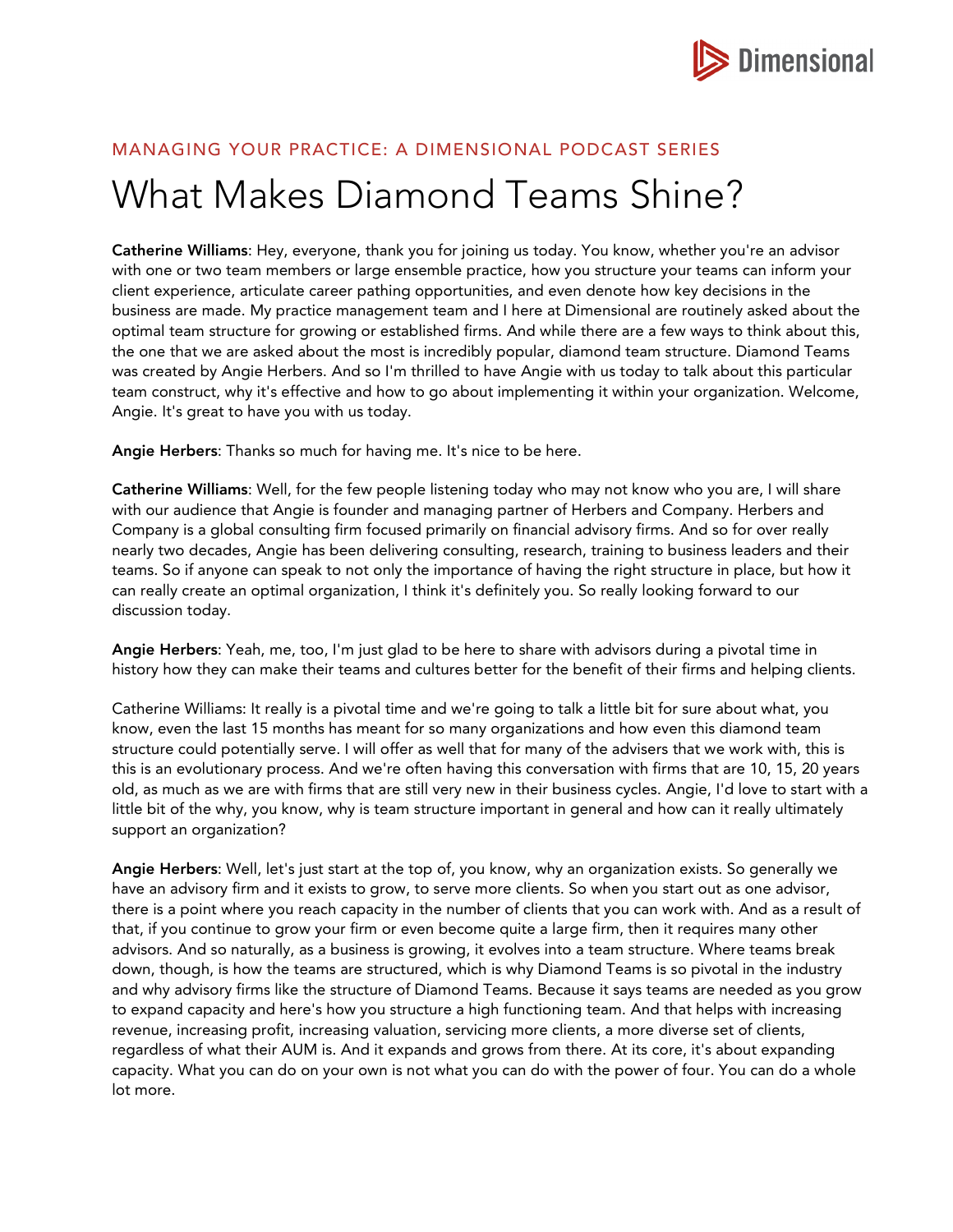MANAGING YOUR PRACTICE: A DIMENSIONAL PODCAST SERIES

# What Makes Diamond Teams Shine?

**Catherine Williams**: Hey, everyone, thank you for joining us today. You know, whether you're an advisor with one or two team members or large ensemble practice, how you structure your teams can inform your client experience, articulate career pathing opportunities, and even denote how key decisions in the business are made. My practice management team and I here at Dimensional are routinely asked about the optimal team structure for growing or established firms. And while there are a few ways to think about this, the one that we are asked about the most is incredibly popular, diamond team structure. Diamond Teams was created by Angie Herbers. And so I'm thrilled to have Angie with us today to talk about this particular team construct, why it's effective and how to go about implementing it within your organization. Welcome, Angie. It's great to have you with us today.

**Angie Herbers**: Thanks so much for having me. It's nice to be here.

**Catherine Williams**: Well, for the few people listening today who may not know who you are, I will share with our audience that Angie is founder and managing partner of Herbers and Company. Herbers and Company is a global consulting firm focused primarily on financial advisory firms. And so for over really nearly two decades, Angie has been delivering consulting, research, training to business leaders and their teams. So if anyone can speak to not only the importance of having the right structure in place, but how it can really create an optimal organization, I think it's definitely you. So really looking forward to our discussion today.

**Angie Herbers**: Yeah, me, too, I'm just glad to be here to share with advisors during a pivotal time in history how they can make their teams and cultures better for the benefit of their firms and helping clients.

Catherine Williams: It really is a pivotal time and we're going to talk a little bit for sure about what, you know, even the last 15 months has meant for so many organizations and how even this diamond team structure could potentially serve. I will offer as well that for many of the advisers that we work with, this is this is an evolutionary process. And we're often having this conversation with firms that are 10, 15, 20 years old, as much as we are with firms that are still very new in their business cycles. Angie, I'd love to start with a little bit of the why, you know, why is team structure important in general and how can it really ultimately support an organization?

**Angie Herbers**: Well, let's just start at the top of, you know, why an organization exists. So generally we have an advisory firm and it exists to grow, to serve more clients. So when you start out as one advisor, there is a point where you reach capacity in the number of clients that you can work with. And as a result of that, if you continue to grow your firm or even become quite a large firm, then it requires many other advisors. And so naturally, as a business is growing, it evolves into a team structure. Where teams break down, though, is how the teams are structured, which is why Diamond Teams is so pivotal in the industry and why advisory firms like the structure of Diamond Teams. Because it says teams are needed as you grow to expand capacity and here's how you structure a high functioning team. And that helps with increasing revenue, increasing profit, increasing valuation, servicing more clients, a more diverse set of clients, regardless of what their AUM is. And it expands and grows from there. At its core, it's about expanding capacity. What you can do on your own is not what you can do with the power of four. You can do a whole lot more.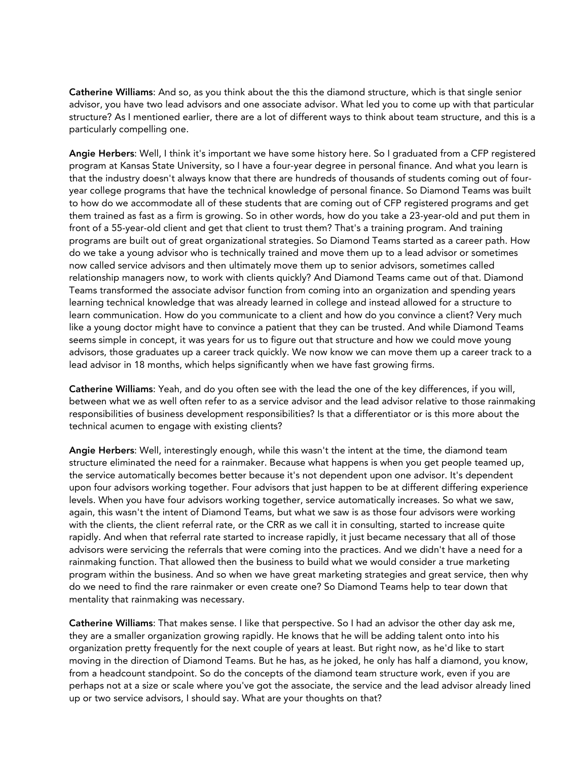**Catherine Williams**: And so, as you think about the this the diamond structure, which is that single senior advisor, you have two lead advisors and one associate advisor. What led you to come up with that particular structure? As I mentioned earlier, there are a lot of different ways to think about team structure, and this is a particularly compelling one.

**Angie Herbers**: Well, I think it's important we have some history here. So I graduated from a CFP registered program at Kansas State University, so I have a four-year degree in personal finance. And what you learn is that the industry doesn't always know that there are hundreds of thousands of students coming out of four-year college programs that have the technical knowledge of personal finance. So Diamond Teams was built to how do we accommodate all of these students that are coming out of CFP registered programs and get them trained as fast as a firm is growing. So in other words, how do you take a 23-year-old and put them in front of a 55-year-old client and get that client to trust them? That's a training program. And training programs are built out of great organizational strategies. So Diamond Teams started as a career path. How do we take a young advisor who is technically trained and move them up to a lead advisor or sometimes now called service advisors and then ultimately move them up to senior advisors, sometimes called relationship managers now, to work with clients quickly? And Diamond Teams came out of that. Diamond Teams transformed the associate advisor function from coming into an organization and spending years learning technical knowledge that was already learned in college and instead allowed for a structure to learn communication. How do you communicate to a client and how do you convince a client? Very much like a young doctor might have to convince a patient that they can be trusted. And while Diamond Teams seems simple in concept, it was years for us to figure out that structure and how we could move young advisors, those graduates up a career track quickly. We now know we can move them up a career track to a lead advisor in 18 months, which helps significantly when we have fast growing firms.

**Catherine Williams**: Yeah, and do you often see with the lead the one of the key differences, if you will, between what we as well often refer to as a service advisor and the lead advisor relative to those rainmaking responsibilities of business development responsibilities? Is that a differentiator or is this more about the technical acumen to engage with existing clients?

**Angie Herbers**: Well, interestingly enough, while this wasn't the intent at the time, the diamond team structure eliminated the need for a rainmaker. Because what happens is when you get people teamed up, the service automatically becomes better because it's not dependent upon one advisor. It's dependent upon four advisors working together. Four advisors that just happen to be at different differing experience levels. When you have four advisors working together, service automatically increases. So what we saw, again, this wasn't the intent of Diamond Teams, but what we saw is as those four advisors were working with the clients, the client referral rate, or the CRR as we call it in consulting, started to increase quite rapidly. And when that referral rate started to increase rapidly, it just became necessary that all of those advisors were servicing the referrals that were coming into the practices. And we didn't have a need for a rainmaking function. That allowed then the business to build what we would consider a true marketing program within the business. And so when we have great marketing strategies and great service, then why do we need to find the rare rainmaker or even create one? So Diamond Teams help to tear down that mentality that rainmaking was necessary.

**Catherine Williams**: That makes sense. I like that perspective. So I had an advisor the other day ask me, they are a smaller organization growing rapidly. He knows that he will be adding talent onto into his organization pretty frequently for the next couple of years at least. But right now, as he'd like to start moving in the direction of Diamond Teams. But he has, as he joked, he only has half a diamond, you know, from a headcount standpoint. So do the concepts of the diamond team structure work, even if you are perhaps not at a size or scale where you've got the associate, the service and the lead advisor already lined up or two service advisors, I should say. What are your thoughts on that?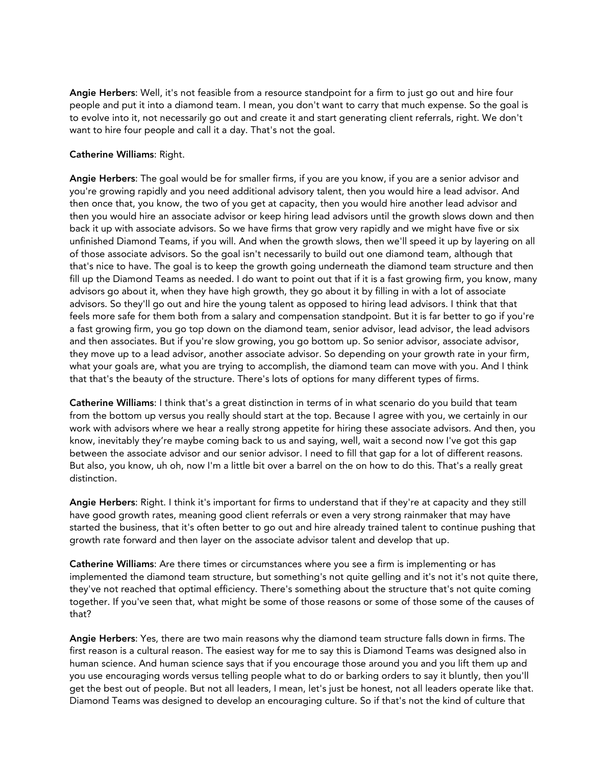**Angie Herbers**: Well, it's not feasible from a resource standpoint for a firm to just go out and hire four people and put it into a diamond team. I mean, you don't want to carry that much expense. So the goal is to evolve into it, not necessarily go out and create it and start generating client referrals, right. We don't want to hire four people and call it a day. That's not the goal.

**Catherine Williams**: Right.

**Angie Herbers**: The goal would be for smaller firms, if you are you know, if you are a senior advisor and you're growing rapidly and you need additional advisory talent, then you would hire a lead advisor. And then once that, you know, the two of you get at capacity, then you would hire another lead advisor and then you would hire an associate advisor or keep hiring lead advisors until the growth slows down and then back it up with associate advisors. So we have firms that grow very rapidly and we might have five or six unfinished Diamond Teams, if you will. And when the growth slows, then we'll speed it up by layering on all of those associate advisors. So the goal isn't necessarily to build out one diamond team, although that that's nice to have. The goal is to keep the growth going underneath the diamond team structure and then fill up the Diamond Teams as needed. I do want to point out that if it is a fast growing firm, you know, many advisors go about it, when they have high growth, they go about it by filling in with a lot of associate advisors. So they'll go out and hire the young talent as opposed to hiring lead advisors. I think that that feels more safe for them both from a salary and compensation standpoint. But it is far better to go if you're a fast growing firm, you go top down on the diamond team, senior advisor, lead advisor, the lead advisors and then associates. But if you're slow growing, you go bottom up. So senior advisor, associate advisor, they move up to a lead advisor, another associate advisor. So depending on your growth rate in your firm, what your goals are, what you are trying to accomplish, the diamond team can move with you. And I think that that's the beauty of the structure. There's lots of options for many different types of firms.

**Catherine Williams**: I think that's a great distinction in terms of in what scenario do you build that team from the bottom up versus you really should start at the top. Because I agree with you, we certainly in our work with advisors where we hear a really strong appetite for hiring these associate advisors. And then, you know, inevitably they're maybe coming back to us and saying, well, wait a second now I've got this gap between the associate advisor and our senior advisor. I need to fill that gap for a lot of different reasons. But also, you know, uh oh, now I'm a little bit over a barrel on the on how to do this. That's a really great distinction.

**Angie Herbers**: Right. I think it's important for firms to understand that if they're at capacity and they still have good growth rates, meaning good client referrals or even a very strong rainmaker that may have started the business, that it's often better to go out and hire already trained talent to continue pushing that growth rate forward and then layer on the associate advisor talent and develop that up.

**Catherine Williams**: Are there times or circumstances where you see a firm is implementing or has implemented the diamond team structure, but something's not quite gelling and it's not it's not quite there, they've not reached that optimal efficiency. There's something about the structure that's not quite coming together. If you've seen that, what might be some of those reasons or some of those some of the causes of that?

**Angie Herbers**: Yes, there are two main reasons why the diamond team structure falls down in firms. The first reason is a cultural reason. The easiest way for me to say this is Diamond Teams was designed also in human science. And human science says that if you encourage those around you and you lift them up and you use encouraging words versus telling people what to do or barking orders to say it bluntly, then you'll get the best out of people. But not all leaders, I mean, let's just be honest, not all leaders operate like that. Diamond Teams was designed to develop an encouraging culture. So if that's not the kind of culture that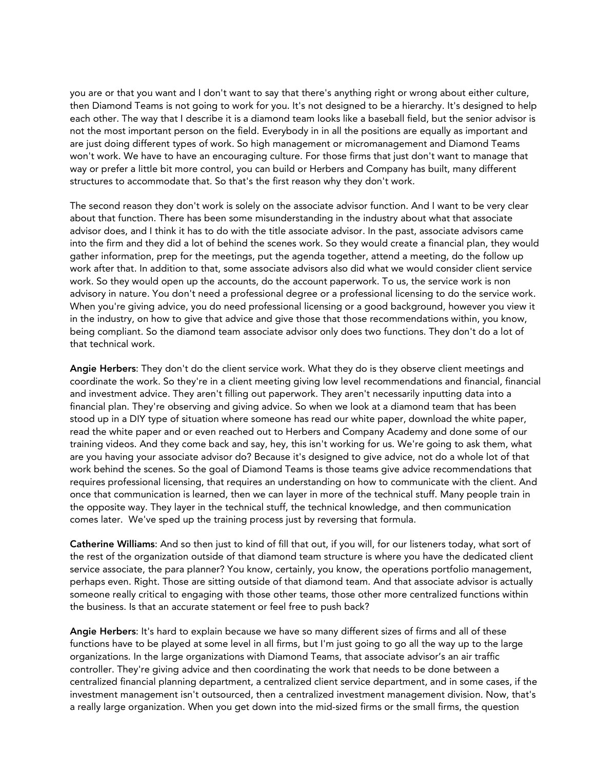you are or that you want and I don't want to say that there's anything right or wrong about either culture, then Diamond Teams is not going to work for you. It's not designed to be a hierarchy. It's designed to help each other. The way that I describe it is a diamond team looks like a baseball field, but the senior advisor is not the most important person on the field. Everybody in in all the positions are equally as important and are just doing different types of work. So high management or micromanagement and Diamond Teams won't work. We have to have an encouraging culture. For those firms that just don't want to manage that way or prefer a little bit more control, you can build or Herbers and Company has built, many different structures to accommodate that. So that's the first reason why they don't work.

The second reason they don't work is solely on the associate advisor function. And I want to be very clear about that function. There has been some misunderstanding in the industry about what that associate advisor does, and I think it has to do with the title associate advisor. In the past, associate advisors came into the firm and they did a lot of behind the scenes work. So they would create a financial plan, they would gather information, prep for the meetings, put the agenda together, attend a meeting, do the follow up work after that. In addition to that, some associate advisors also did what we would consider client service work. So they would open up the accounts, do the account paperwork. To us, the service work is non advisory in nature. You don't need a professional degree or a professional licensing to do the service work. When you're giving advice, you do need professional licensing or a good background, however you view it in the industry, on how to give that advice and give those that those recommendations within, you know, being compliant. So the diamond team associate advisor only does two functions. They don't do a lot of that technical work.

**Angie Herbers**: They don't do the client service work. What they do is they observe client meetings and coordinate the work. So they're in a client meeting giving low level recommendations and financial, financial and investment advice. They aren't filling out paperwork. They aren't necessarily inputting data into a financial plan. They're observing and giving advice. So when we look at a diamond team that has been stood up in a DIY type of situation where someone has read our white paper, download the white paper, read the white paper and or even reached out to Herbers and Company Academy and done some of our training videos. And they come back and say, hey, this isn't working for us. We're going to ask them, what are you having your associate advisor do? Because it's designed to give advice, not do a whole lot of that work behind the scenes. So the goal of Diamond Teams is those teams give advice recommendations that requires professional licensing, that requires an understanding on how to communicate with the client. And once that communication is learned, then we can layer in more of the technical stuff. Many people train in the opposite way. They layer in the technical stuff, the technical knowledge, and then communication comes later. We've sped up the training process just by reversing that formula.

**Catherine Williams**: And so then just to kind of fill that out, if you will, for our listeners today, what sort of the rest of the organization outside of that diamond team structure is where you have the dedicated client service associate, the para planner? You know, certainly, you know, the operations portfolio management, perhaps even. Right. Those are sitting outside of that diamond team. And that associate advisor is actually someone really critical to engaging with those other teams, those other more centralized functions within the business. Is that an accurate statement or feel free to push back?

**Angie Herbers**: It's hard to explain because we have so many different sizes of firms and all of these functions have to be played at some level in all firms, but I'm just going to go all the way up to the large organizations. In the large organizations with Diamond Teams, that associate advisor's an air traffic controller. They're giving advice and then coordinating the work that needs to be done between a centralized financial planning department, a centralized client service department, and in some cases, if the investment management isn't outsourced, then a centralized investment management division. Now, that's a really large organization. When you get down into the mid-sized firms or the small firms, the question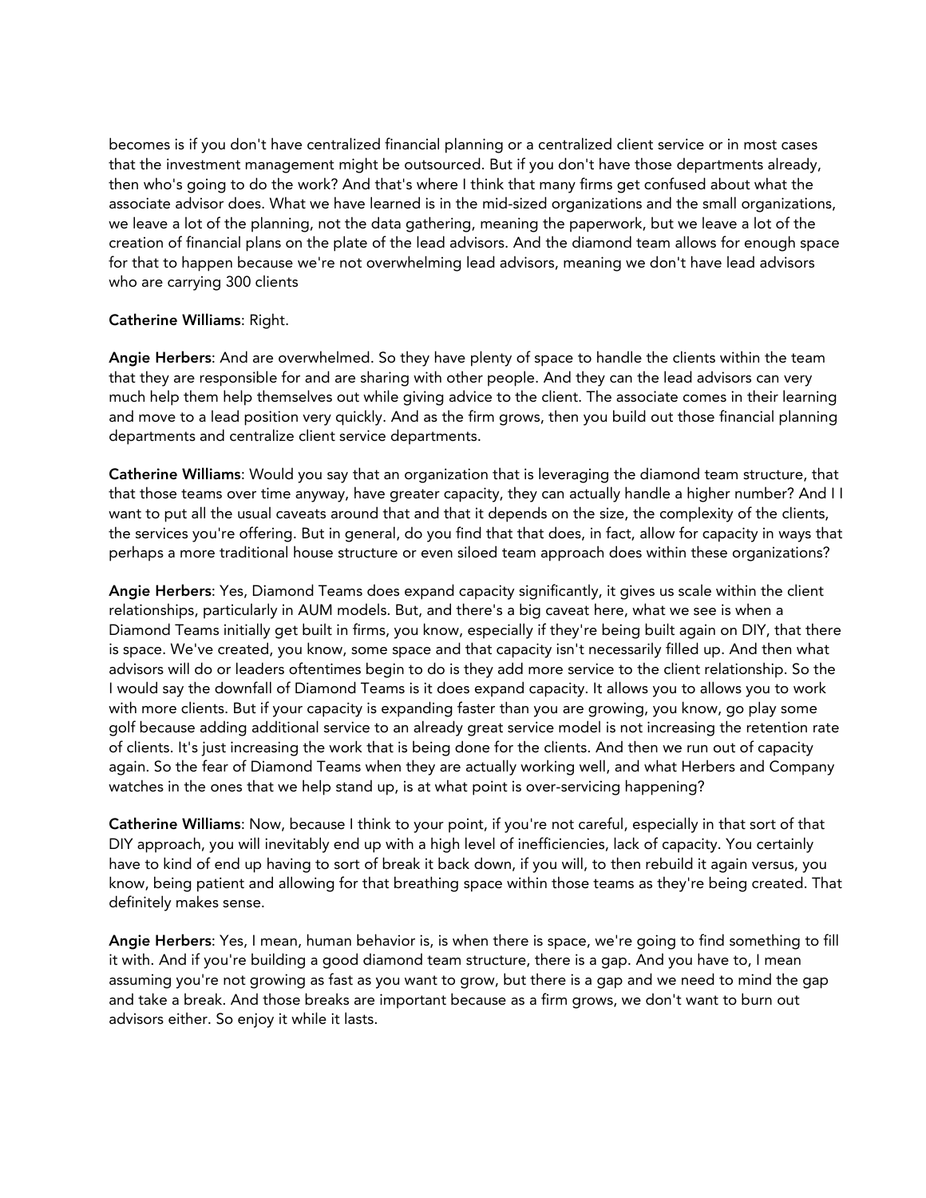becomes is if you don't have centralized financial planning or a centralized client service or in most cases that the investment management might be outsourced. But if you don't have those departments already, then who's going to do the work? And that's where I think that many firms get confused about what the associate advisor does. What we have learned is in the mid-sized organizations and the small organizations, we leave a lot of the planning, not the data gathering, meaning the paperwork, but we leave a lot of the creation of financial plans on the plate of the lead advisors. And the diamond team allows for enough space for that to happen because we're not overwhelming lead advisors, meaning we don't have lead advisors who are carrying 300 clients

**Catherine Williams**: Right.

**Angie Herbers**: And are overwhelmed. So they have plenty of space to handle the clients within the team that they are responsible for and are sharing with other people. And they can the lead advisors can very much help them help themselves out while giving advice to the client. The associate comes in their learning and move to a lead position very quickly. And as the firm grows, then you build out those financial planning departments and centralize client service departments.

**Catherine Williams**: Would you say that an organization that is leveraging the diamond team structure, that that those teams over time anyway, have greater capacity, they can actually handle a higher number? And I I want to put all the usual caveats around that and that it depends on the size, the complexity of the clients, the services you're offering. But in general, do you find that that does, in fact, allow for capacity in ways that perhaps a more traditional house structure or even siloed team approach does within these organizations?

**Angie Herbers**: Yes, Diamond Teams does expand capacity significantly, it gives us scale within the client relationships, particularly in AUM models. But, and there's a big caveat here, what we see is when a Diamond Teams initially get built in firms, you know, especially if they're being built again on DIY, that there is space. We've created, you know, some space and that capacity isn't necessarily filled up. And then what advisors will do or leaders oftentimes begin to do is they add more service to the client relationship. So the I would say the downfall of Diamond Teams is it does expand capacity. It allows you to allows you to work with more clients. But if your capacity is expanding faster than you are growing, you know, go play some golf because adding additional service to an already great service model is not increasing the retention rate of clients. It's just increasing the work that is being done for the clients. And then we run out of capacity again. So the fear of Diamond Teams when they are actually working well, and what Herbers and Company watches in the ones that we help stand up, is at what point is over-servicing happening?

**Catherine Williams**: Now, because I think to your point, if you're not careful, especially in that sort of that DIY approach, you will inevitably end up with a high level of inefficiencies, lack of capacity. You certainly have to kind of end up having to sort of break it back down, if you will, to then rebuild it again versus, you know, being patient and allowing for that breathing space within those teams as they're being created. That definitely makes sense.

**Angie Herbers**: Yes, I mean, human behavior is, is when there is space, we're going to find something to fill it with. And if you're building a good diamond team structure, there is a gap. And you have to, I mean assuming you're not growing as fast as you want to grow, but there is a gap and we need to mind the gap and take a break. And those breaks are important because as a firm grows, we don't want to burn out advisors either. So enjoy it while it lasts.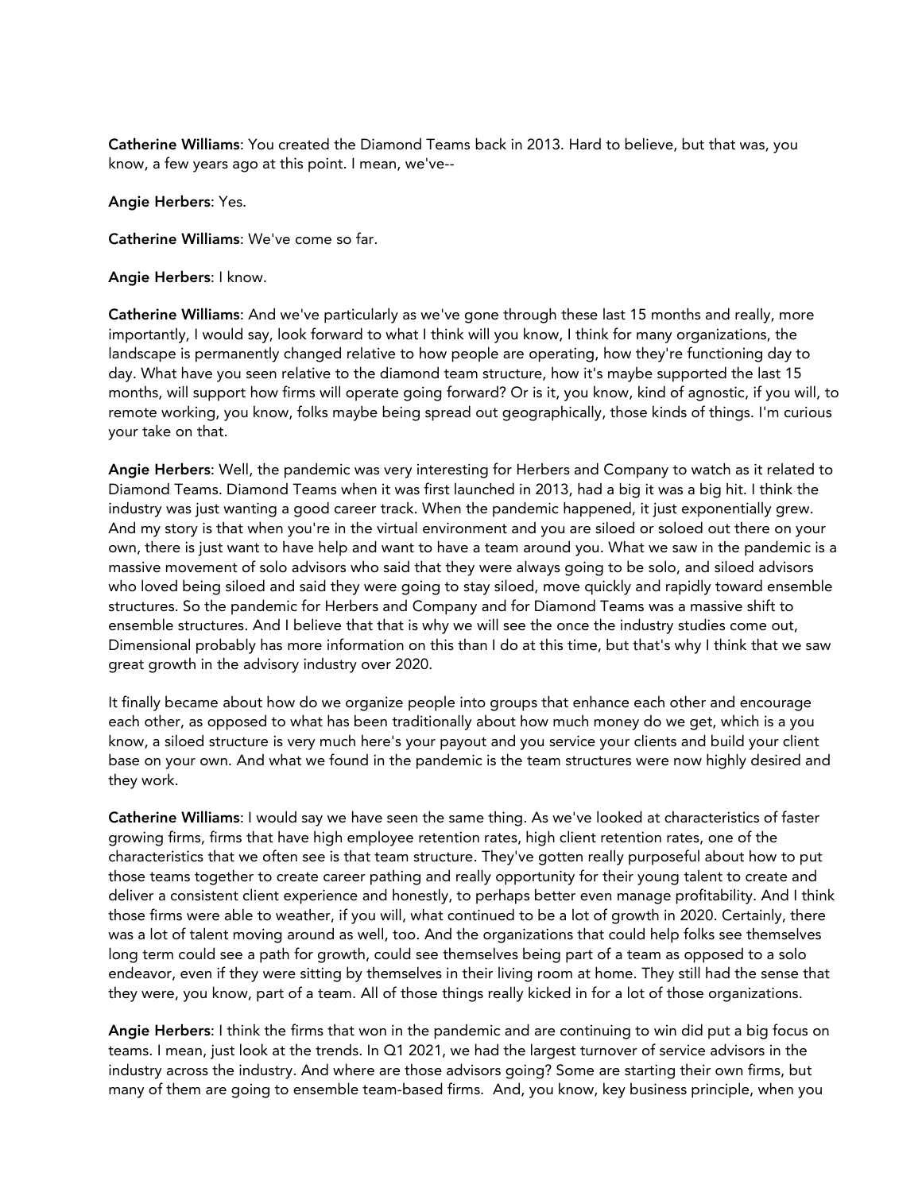**Catherine Williams**: You created the Diamond Teams back in 2013. Hard to believe, but that was, you know, a few years ago at this point. I mean, we've--

**Angie Herbers**: Yes.

**Catherine Williams**: We've come so far.

**Angie Herbers**: I know.

**Catherine Williams**: And we've particularly as we've gone through these last 15 months and really, more importantly, I would say, look forward to what I think will you know, I think for many organizations, the landscape is permanently changed relative to how people are operating, how they're functioning day to day. What have you seen relative to the diamond team structure, how it's maybe supported the last 15 months, will support how firms will operate going forward? Or is it, you know, kind of agnostic, if you will, to remote working, you know, folks maybe being spread out geographically, those kinds of things. I'm curious your take on that.

**Angie Herbers**: Well, the pandemic was very interesting for Herbers and Company to watch as it related to Diamond Teams. Diamond Teams when it was first launched in 2013, had a big it was a big hit. I think the industry was just wanting a good career track. When the pandemic happened, it just exponentially grew. And my story is that when you're in the virtual environment and you are siloed or soloed out there on your own, there is just want to have help and want to have a team around you. What we saw in the pandemic is a massive movement of solo advisors who said that they were always going to be solo, and siloed advisors who loved being siloed and said they were going to stay siloed, move quickly and rapidly toward ensemble structures. So the pandemic for Herbers and Company and for Diamond Teams was a massive shift to ensemble structures. And I believe that that is why we will see the once the industry studies come out, Dimensional probably has more information on this than I do at this time, but that's why I think that we saw great growth in the advisory industry over 2020.

It finally became about how do we organize people into groups that enhance each other and encourage each other, as opposed to what has been traditionally about how much money do we get, which is a you know, a siloed structure is very much here's your payout and you service your clients and build your client base on your own. And what we found in the pandemic is the team structures were now highly desired and they work.

**Catherine Williams**: I would say we have seen the same thing. As we've looked at characteristics of faster growing firms, firms that have high employee retention rates, high client retention rates, one of the characteristics that we often see is that team structure. They've gotten really purposeful about how to put those teams together to create career pathing and really opportunity for their young talent to create and deliver a consistent client experience and honestly, to perhaps better even manage profitability. And I think those firms were able to weather, if you will, what continued to be a lot of growth in 2020. Certainly, there was a lot of talent moving around as well, too. And the organizations that could help folks see themselves long term could see a path for growth, could see themselves being part of a team as opposed to a solo endeavor, even if they were sitting by themselves in their living room at home. They still had the sense that they were, you know, part of a team. All of those things really kicked in for a lot of those organizations.

**Angie Herbers**: I think the firms that won in the pandemic and are continuing to win did put a big focus on teams. I mean, just look at the trends. In Q1 2021, we had the largest turnover of service advisors in the industry across the industry. And where are those advisors going? Some are starting their own firms, but many of them are going to ensemble team-based firms. And, you know, key business principle, when you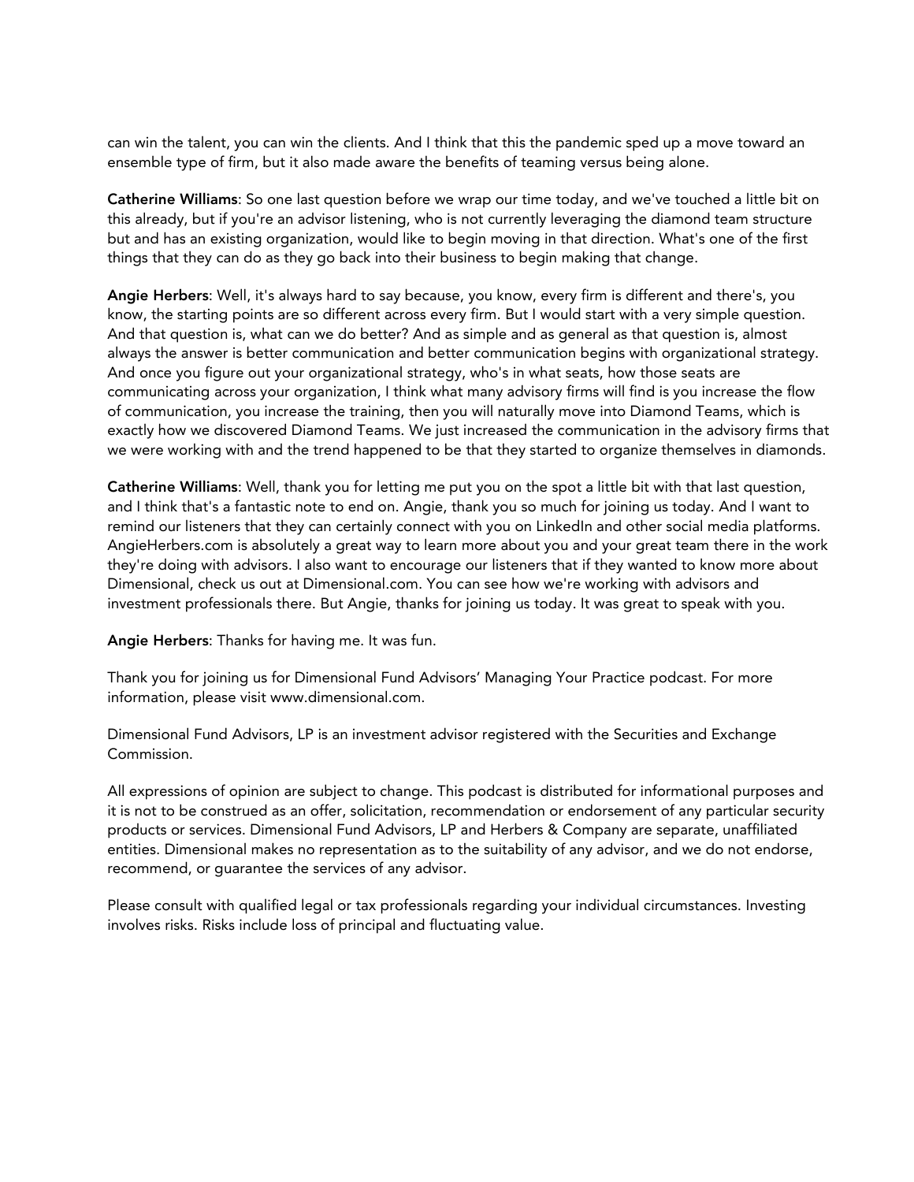can win the talent, you can win the clients. And I think that this the pandemic sped up a move toward an ensemble type of firm, but it also made aware the benefits of teaming versus being alone.

**Catherine Williams**: So one last question before we wrap our time today, and we've touched a little bit on this already, but if you're an advisor listening, who is not currently leveraging the diamond team structure but and has an existing organization, would like to begin moving in that direction. What's one of the first things that they can do as they go back into their business to begin making that change.

**Angie Herbers**: Well, it's always hard to say because, you know, every firm is different and there's, you know, the starting points are so different across every firm. But I would start with a very simple question. And that question is, what can we do better? And as simple and as general as that question is, almost always the answer is better communication and better communication begins with organizational strategy. And once you figure out your organizational strategy, who's in what seats, how those seats are communicating across your organization, I think what many advisory firms will find is you increase the flow of communication, you increase the training, then you will naturally move into Diamond Teams, which is exactly how we discovered Diamond Teams. We just increased the communication in the advisory firms that we were working with and the trend happened to be that they started to organize themselves in diamonds.

**Catherine Williams**: Well, thank you for letting me put you on the spot a little bit with that last question, and I think that's a fantastic note to end on. Angie, thank you so much for joining us today. And I want to remind our listeners that they can certainly connect with you on LinkedIn and other social media platforms. AngieHerbers.com is absolutely a great way to learn more about you and your great team there in the work they're doing with advisors. I also want to encourage our listeners that if they wanted to know more about Dimensional, check us out at Dimensional.com. You can see how we're working with advisors and investment professionals there. But Angie, thanks for joining us today. It was great to speak with you.

**Angie Herbers**: Thanks for having me. It was fun.

Thank you for joining us for Dimensional Fund Advisors' Managing Your Practice podcast. For more information, please visit www.dimensional.com.

Dimensional Fund Advisors, LP is an investment advisor registered with the Securities and Exchange Commission.

All expressions of opinion are subject to change. This podcast is distributed for informational purposes and it is not to be construed as an offer, solicitation, recommendation or endorsement of any particular security products or services. Dimensional Fund Advisors, LP and Herbers & Company are separate, unaffiliated entities. Dimensional makes no representation as to the suitability of any advisor, and we do not endorse, recommend, or guarantee the services of any advisor.

Please consult with qualified legal or tax professionals regarding your individual circumstances. Investing involves risks. Risks include loss of principal and fluctuating value.